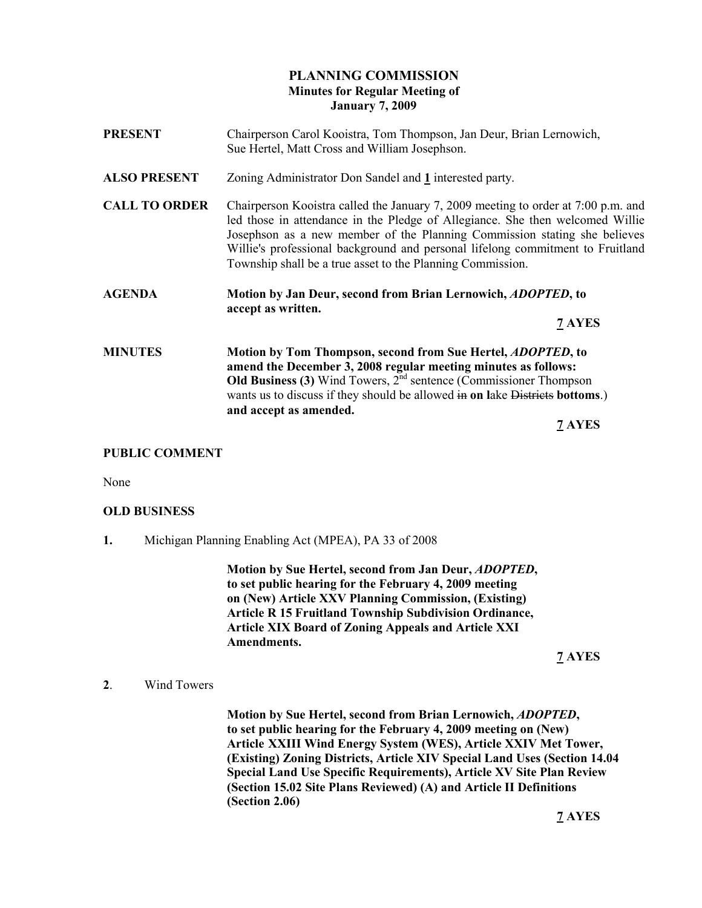# PLANNING COMMISSION
## Minutes for Regular Meeting of
## January 7, 2009

**PRESENT** Chairperson Carol Kooistra, Tom Thompson, Jan Deur, Brian Lernowich, Sue Hertel, Matt Cross and William Josephson.

**ALSO PRESENT** Zoning Administrator Don Sandel and **1** interested party.

**CALL TO ORDER** Chairperson Kooistra called the January 7, 2009 meeting to order at 7:00 p.m. and led those in attendance in the Pledge of Allegiance. She then welcomed Willie Josephson as a new member of the Planning Commission stating she believes Willie's professional background and personal lifelong commitment to Fruitland Township shall be a true asset to the Planning Commission.

**AGENDA** **Motion by Jan Deur, second from Brian Lernowich, *ADOPTED*, to accept as written.**

**7 AYES**

**MINUTES** **Motion by Tom Thompson, second from Sue Hertel, *ADOPTED*, to amend the December 3, 2008 regular meeting minutes as follows:** **Old Business (3)** Wind Towers, 2nd sentence (Commissioner Thompson wants us to discuss if they should be allowed ~~in~~ **on l**ake ~~Districts~~ **bottoms**.) **and accept as amended.**

**7 AYES**

**PUBLIC COMMENT**

None

**OLD BUSINESS**

**1.** Michigan Planning Enabling Act (MPEA), PA 33 of 2008

**Motion by Sue Hertel, second from Jan Deur, *ADOPTED*, to set public hearing for the February 4, 2009 meeting on (New) Article XXV Planning Commission, (Existing) Article R 15 Fruitland Township Subdivision Ordinance, Article XIX Board of Zoning Appeals and Article XXI Amendments.**

**7 AYES**

**2**. Wind Towers

**Motion by Sue Hertel, second from Brian Lernowich, *ADOPTED*, to set public hearing for the February 4, 2009 meeting on (New) Article XXIII Wind Energy System (WES), Article XXIV Met Tower, (Existing) Zoning Districts, Article XIV Special Land Uses (Section 14.04 Special Land Use Specific Requirements), Article XV Site Plan Review (Section 15.02 Site Plans Reviewed) (A) and Article II Definitions (Section 2.06)**

**7 AYES**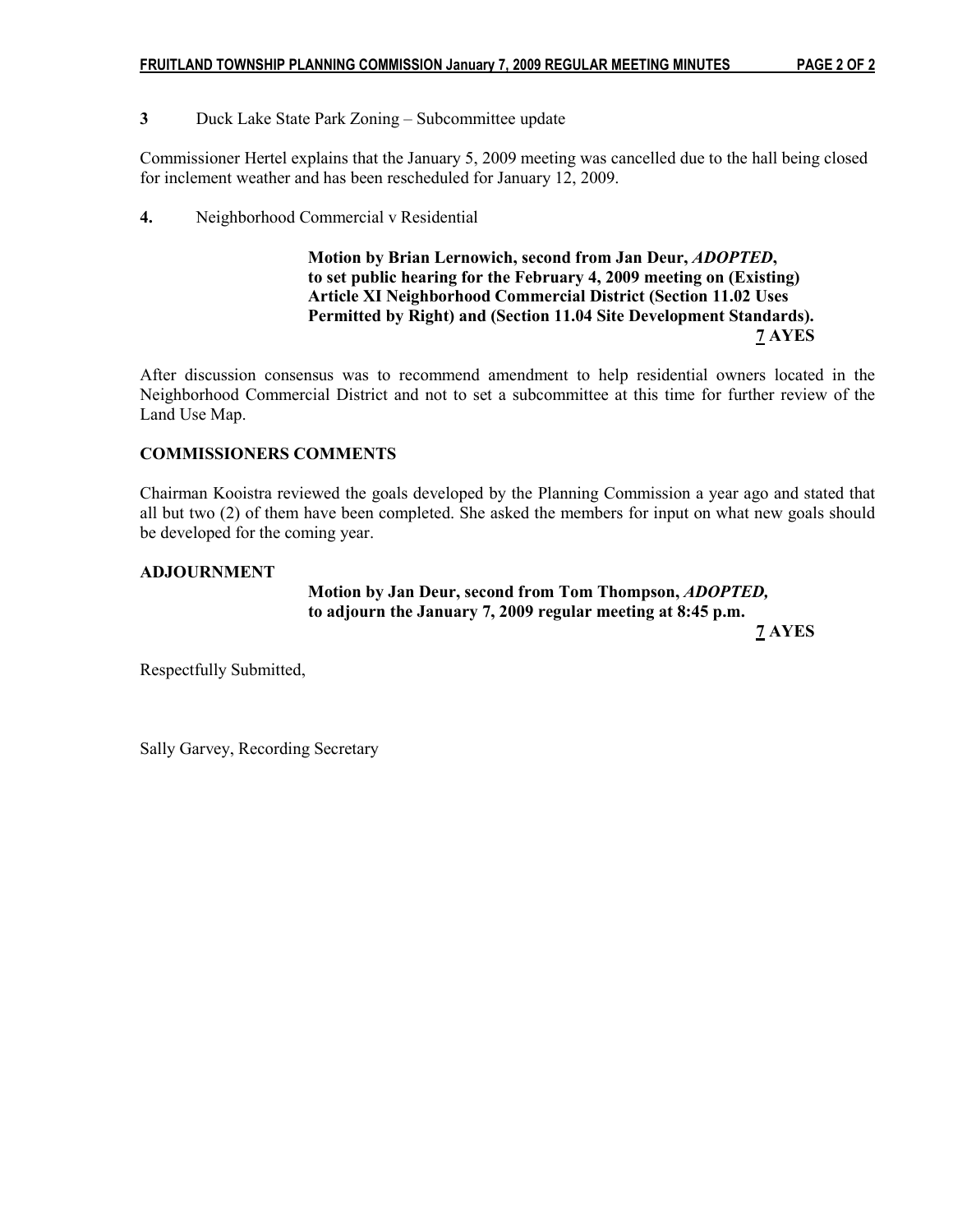**3** Duck Lake State Park Zoning – Subcommittee update

Commissioner Hertel explains that the January 5, 2009 meeting was cancelled due to the hall being closed for inclement weather and has been rescheduled for January 12, 2009.

**4.** Neighborhood Commercial v Residential

> **Motion by Brian Lernowich, second from Jan Deur, *ADOPTED*, to set public hearing for the February 4, 2009 meeting on (Existing) Article XI Neighborhood Commercial District (Section 11.02 Uses Permitted by Right) and (Section 11.04 Site Development Standards).**
> **7 AYES**

After discussion consensus was to recommend amendment to help residential owners located in the Neighborhood Commercial District and not to set a subcommittee at this time for further review of the Land Use Map.

## COMMISSIONERS COMMENTS

Chairman Kooistra reviewed the goals developed by the Planning Commission a year ago and stated that all but two (2) of them have been completed. She asked the members for input on what new goals should be developed for the coming year.

## ADJOURNMENT

> **Motion by Jan Deur, second from Tom Thompson, *ADOPTED*, to adjourn the January 7, 2009 regular meeting at 8:45 p.m.**
> **7 AYES**

Respectfully Submitted,

Sally Garvey, Recording Secretary